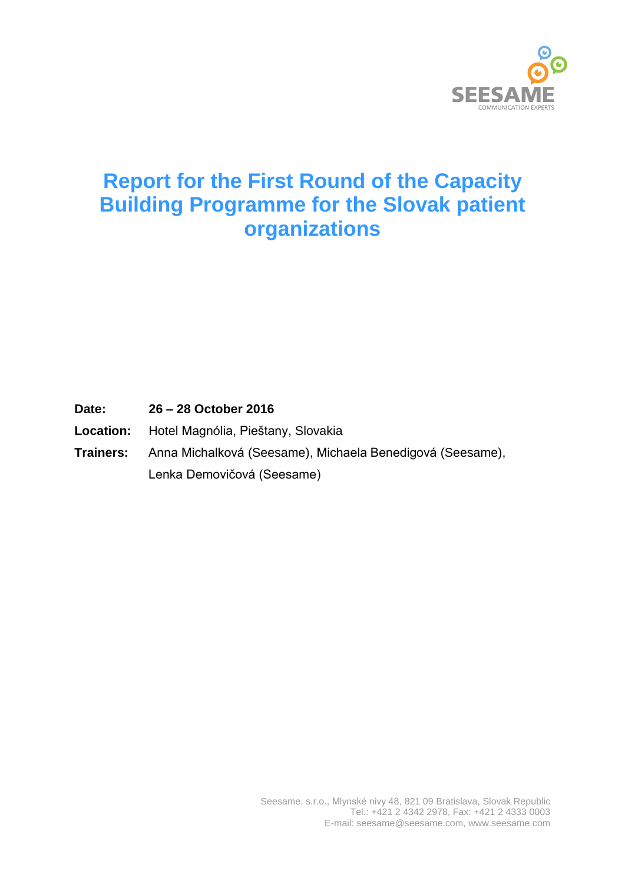SEESAME
COMMUNICATION EXPERTS

# Report for the First Round of the Capacity Building Programme for the Slovak patient organizations

**Date:** **26 – 28 October 2016**

**Location:** Hotel Magnólia, Piešťany, Slovakia

**Trainers:** Anna Michalková (Seesame), Michaela Benedigová (Seesame), Lenka Demovičová (Seesame)

Seesame, s.r.o., Mlynské nivy 48, 821 09 Bratislava, Slovak Republic
Tel.: +421 2 4342 2978, Fax: +421 2 4333 0003
E-mail: seesame@seesame.com, www.seesame.com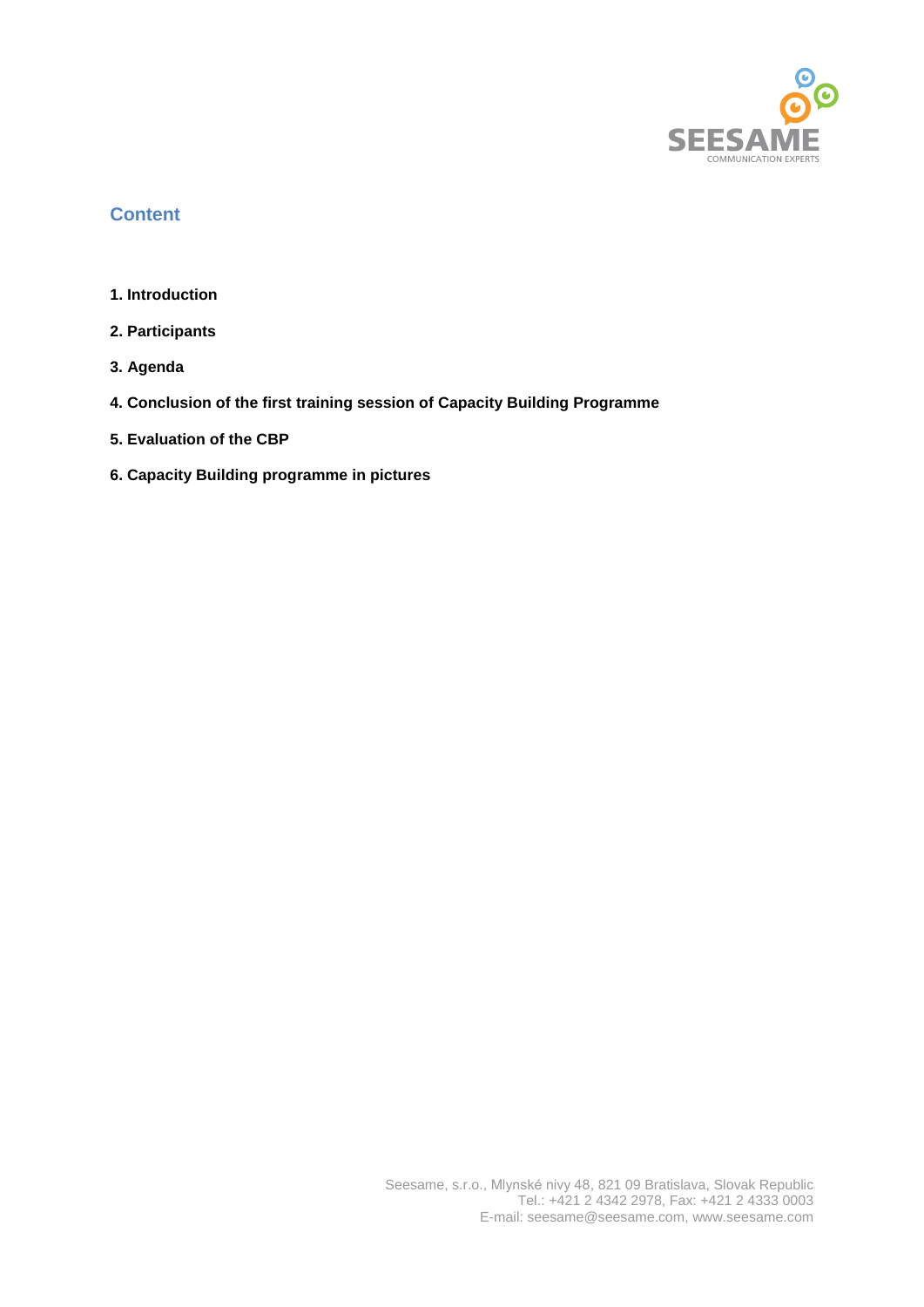## Content

**1. Introduction**

**2. Participants**

**3. Agenda**

**4. Conclusion of the first training session of Capacity Building Programme**

**5. Evaluation of the CBP**

**6. Capacity Building programme in pictures**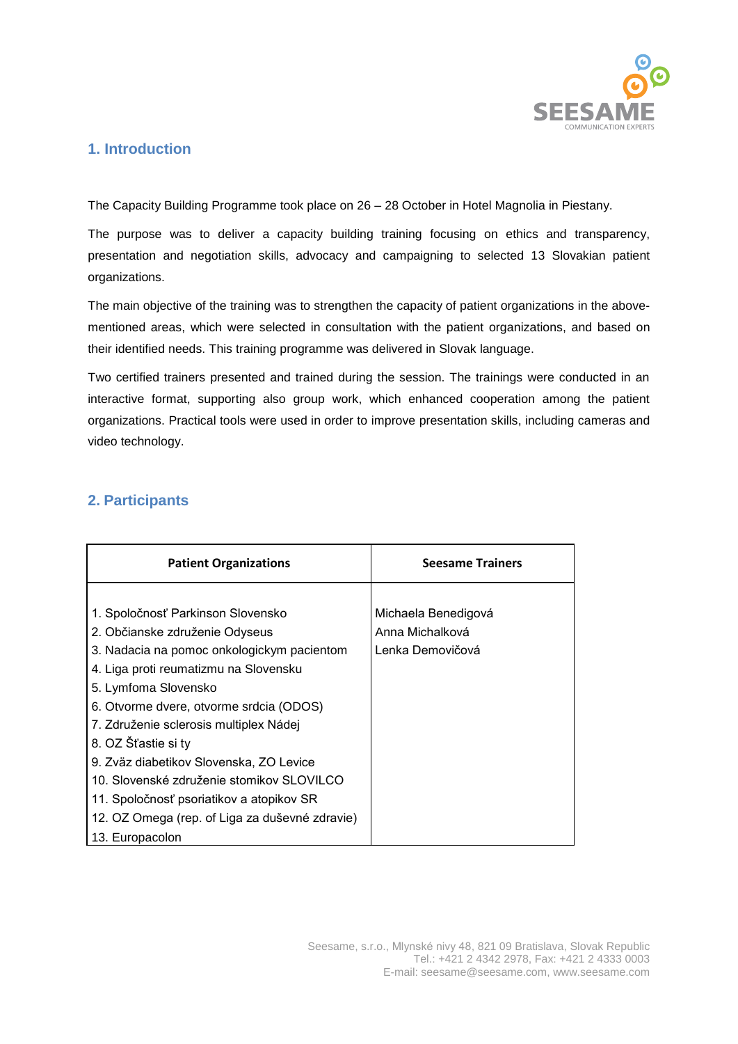## 1. Introduction

The Capacity Building Programme took place on 26 – 28 October in Hotel Magnolia in Piestany.

The purpose was to deliver a capacity building training focusing on ethics and transparency, presentation and negotiation skills, advocacy and campaigning to selected 13 Slovakian patient organizations.

The main objective of the training was to strengthen the capacity of patient organizations in the above-mentioned areas, which were selected in consultation with the patient organizations, and based on their identified needs. This training programme was delivered in Slovak language.

Two certified trainers presented and trained during the session. The trainings were conducted in an interactive format, supporting also group work, which enhanced cooperation among the patient organizations. Practical tools were used in order to improve presentation skills, including cameras and video technology.

## 2. Participants

| Patient Organizations | Seesame Trainers |
| --- | --- |
| 1. Spoločnosť Parkinson Slovensko<br>2. Občianske združenie Odyseus<br>3. Nadacia na pomoc onkologickym pacientom<br>4. Liga proti reumatizmu na Slovensku<br>5. Lymfoma Slovensko<br>6. Otvorme dvere, otvorme srdcia (ODOS)<br>7. Združenie sclerosis multiplex Nádej<br>8. OZ Šťastie si ty<br>9. Zväz diabetikov Slovenska, ZO Levice<br>10. Slovenské združenie stomikov SLOVILCO<br>11. Spoločnosť psoriatikov a atopikov SR<br>12. OZ Omega (rep. of Liga za duševné zdravie)<br>13. Europacolon | Michaela Benedigová<br>Anna Michalková<br>Lenka Demovičová |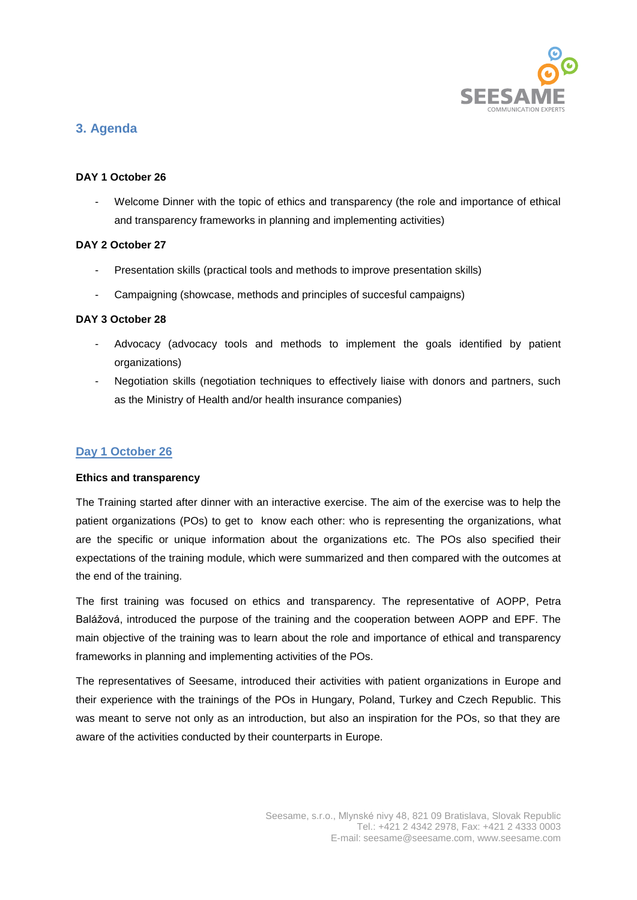## 3. Agenda

**DAY 1 October 26**

- Welcome Dinner with the topic of ethics and transparency (the role and importance of ethical and transparency frameworks in planning and implementing activities)

**DAY 2 October 27**

- Presentation skills (practical tools and methods to improve presentation skills)
- Campaigning (showcase, methods and principles of succesful campaigns)

**DAY 3 October 28**

- Advocacy (advocacy tools and methods to implement the goals identified by patient organizations)
- Negotiation skills (negotiation techniques to effectively liaise with donors and partners, such as the Ministry of Health and/or health insurance companies)

### Day 1 October 26

**Ethics and transparency**

The Training started after dinner with an interactive exercise. The aim of the exercise was to help the patient organizations (POs) to get to know each other: who is representing the organizations, what are the specific or unique information about the organizations etc. The POs also specified their expectations of the training module, which were summarized and then compared with the outcomes at the end of the training.

The first training was focused on ethics and transparency. The representative of AOPP, Petra Balážová, introduced the purpose of the training and the cooperation between AOPP and EPF. The main objective of the training was to learn about the role and importance of ethical and transparency frameworks in planning and implementing activities of the POs.

The representatives of Seesame, introduced their activities with patient organizations in Europe and their experience with the trainings of the POs in Hungary, Poland, Turkey and Czech Republic. This was meant to serve not only as an introduction, but also an inspiration for the POs, so that they are aware of the activities conducted by their counterparts in Europe.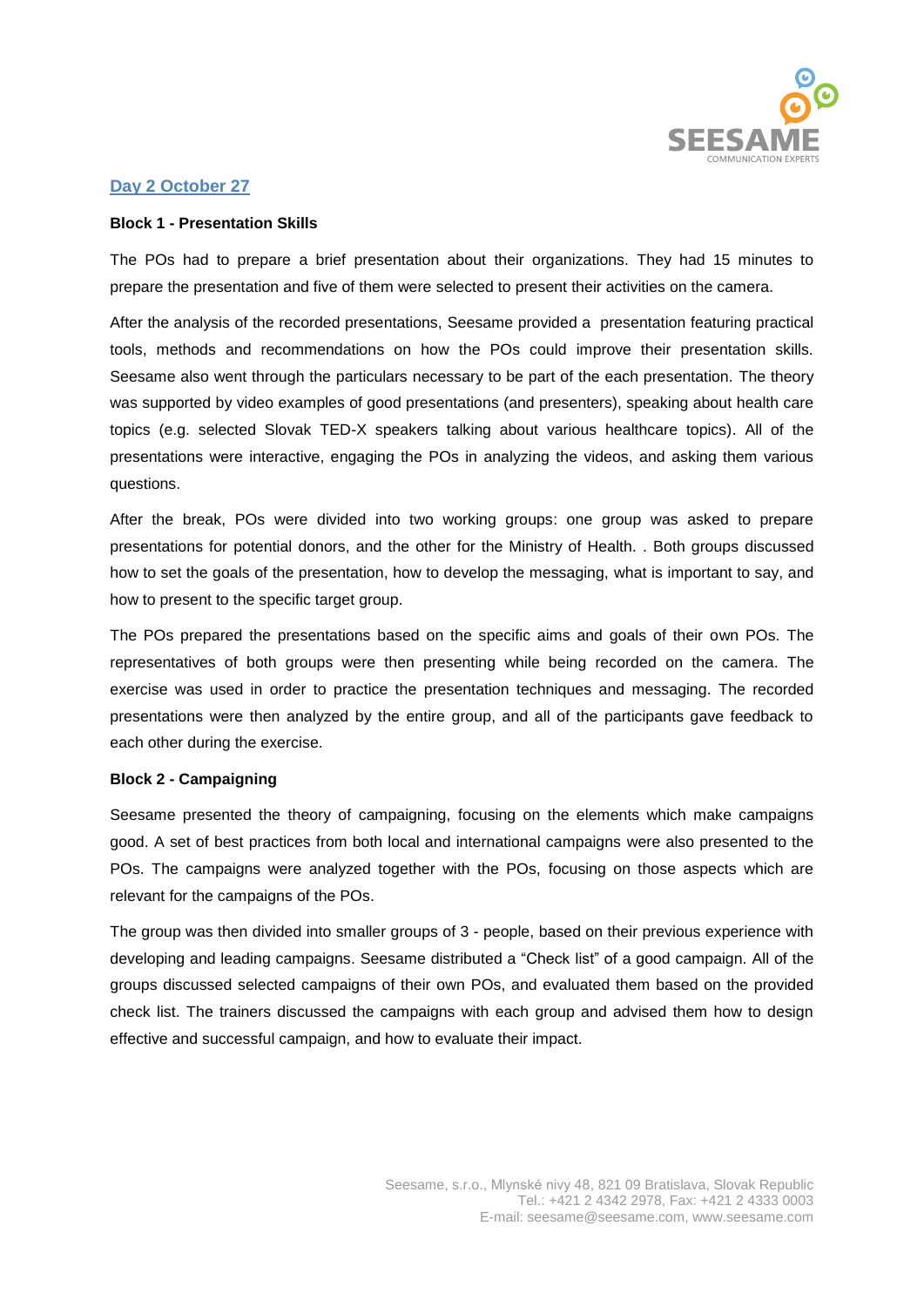## Day 2 October 27

**Block 1 - Presentation Skills**

The POs had to prepare a brief presentation about their organizations. They had 15 minutes to prepare the presentation and five of them were selected to present their activities on the camera.

After the analysis of the recorded presentations, Seesame provided a presentation featuring practical tools, methods and recommendations on how the POs could improve their presentation skills. Seesame also went through the particulars necessary to be part of the each presentation. The theory was supported by video examples of good presentations (and presenters), speaking about health care topics (e.g. selected Slovak TED-X speakers talking about various healthcare topics). All of the presentations were interactive, engaging the POs in analyzing the videos, and asking them various questions.

After the break, POs were divided into two working groups: one group was asked to prepare presentations for potential donors, and the other for the Ministry of Health. . Both groups discussed how to set the goals of the presentation, how to develop the messaging, what is important to say, and how to present to the specific target group.

The POs prepared the presentations based on the specific aims and goals of their own POs. The representatives of both groups were then presenting while being recorded on the camera. The exercise was used in order to practice the presentation techniques and messaging. The recorded presentations were then analyzed by the entire group, and all of the participants gave feedback to each other during the exercise.

**Block 2 - Campaigning**

Seesame presented the theory of campaigning, focusing on the elements which make campaigns good. A set of best practices from both local and international campaigns were also presented to the POs. The campaigns were analyzed together with the POs, focusing on those aspects which are relevant for the campaigns of the POs.

The group was then divided into smaller groups of 3 - people, based on their previous experience with developing and leading campaigns. Seesame distributed a "Check list" of a good campaign. All of the groups discussed selected campaigns of their own POs, and evaluated them based on the provided check list. The trainers discussed the campaigns with each group and advised them how to design effective and successful campaign, and how to evaluate their impact.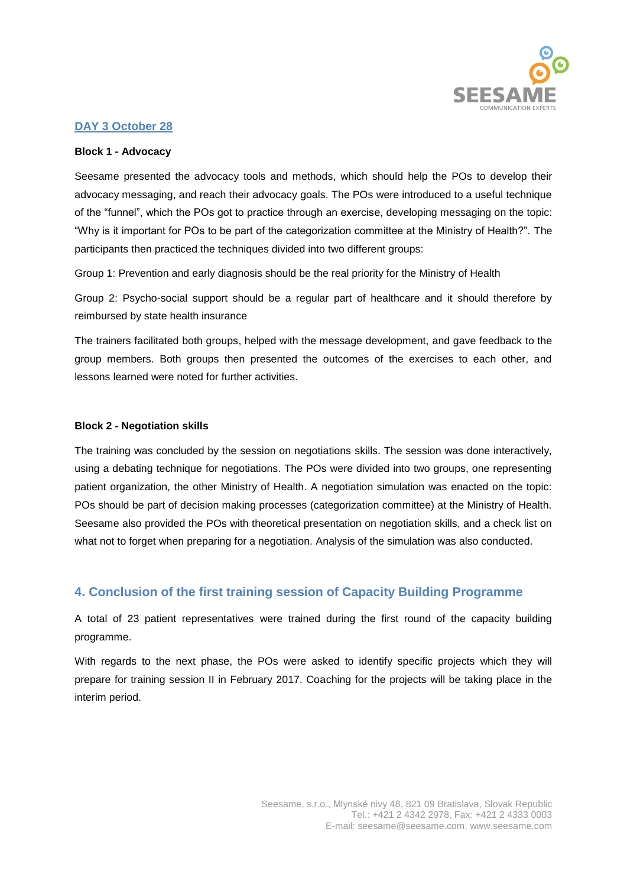## DAY 3 October 28

**Block 1 - Advocacy**

Seesame presented the advocacy tools and methods, which should help the POs to develop their advocacy messaging, and reach their advocacy goals. The POs were introduced to a useful technique of the "funnel", which the POs got to practice through an exercise, developing messaging on the topic: "Why is it important for POs to be part of the categorization committee at the Ministry of Health?". The participants then practiced the techniques divided into two different groups:

Group 1: Prevention and early diagnosis should be the real priority for the Ministry of Health

Group 2: Psycho-social support should be a regular part of healthcare and it should therefore by reimbursed by state health insurance

The trainers facilitated both groups, helped with the message development, and gave feedback to the group members. Both groups then presented the outcomes of the exercises to each other, and lessons learned were noted for further activities.

**Block 2 - Negotiation skills**

The training was concluded by the session on negotiations skills. The session was done interactively, using a debating technique for negotiations. The POs were divided into two groups, one representing patient organization, the other Ministry of Health. A negotiation simulation was enacted on the topic: POs should be part of decision making processes (categorization committee) at the Ministry of Health. Seesame also provided the POs with theoretical presentation on negotiation skills, and a check list on what not to forget when preparing for a negotiation. Analysis of the simulation was also conducted.

## 4. Conclusion of the first training session of Capacity Building Programme

A total of 23 patient representatives were trained during the first round of the capacity building programme.

With regards to the next phase, the POs were asked to identify specific projects which they will prepare for training session II in February 2017. Coaching for the projects will be taking place in the interim period.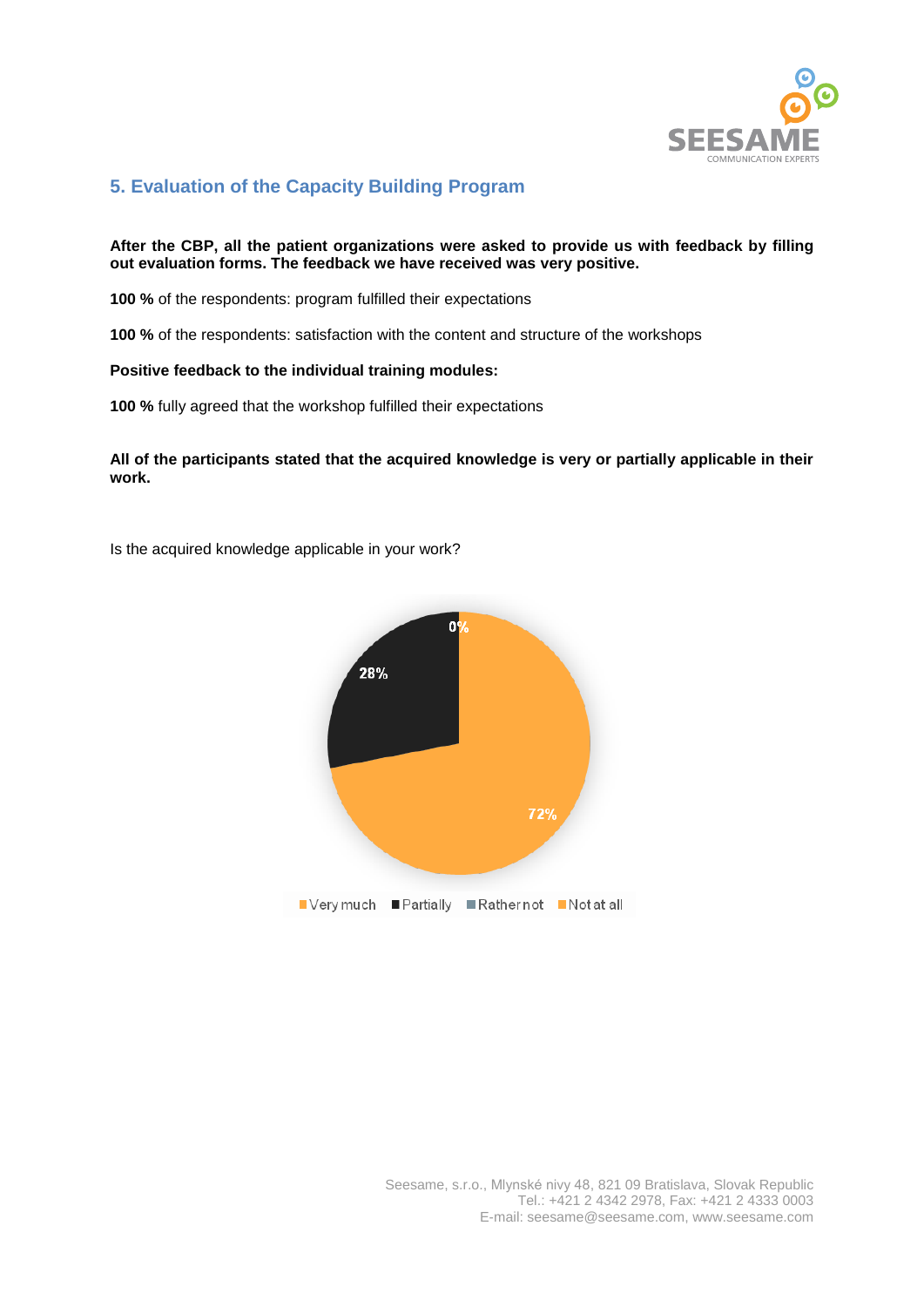## 5. Evaluation of the Capacity Building Program

**After the CBP, all the patient organizations were asked to provide us with feedback by filling out evaluation forms. The feedback we have received was very positive.**

**100 %** of the respondents: program fulfilled their expectations

**100 %** of the respondents: satisfaction with the content and structure of the workshops

**Positive feedback to the individual training modules:**

**100 %** fully agreed that the workshop fulfilled their expectations

**All of the participants stated that the acquired knowledge is very or partially applicable in their work.**

Is the acquired knowledge applicable in your work?

| Answer | Share |
| --- | --- |
| Very much | 72% |
| Partially | 28% |
| Rather not | 0% |
| Not at all | 0% |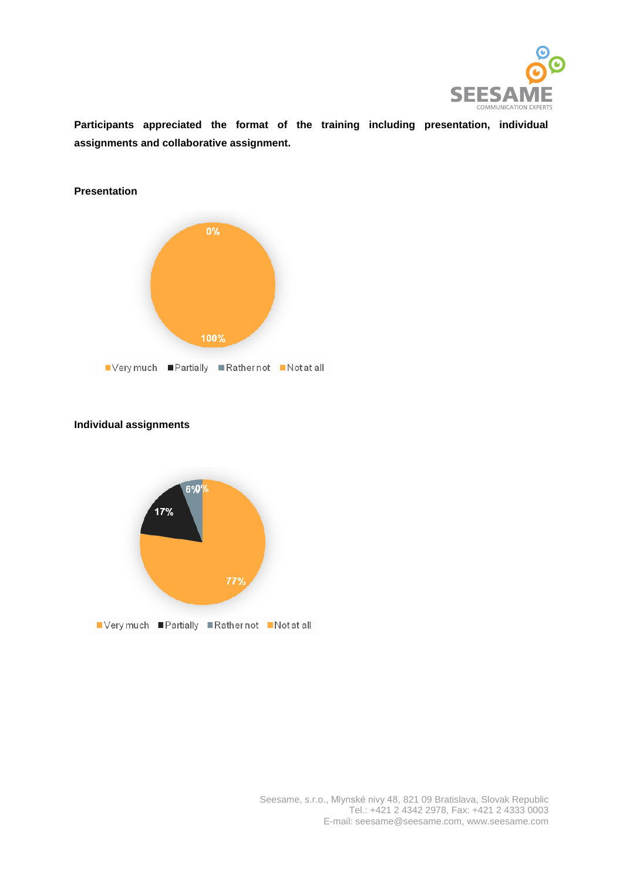**Participants appreciated the format of the training including presentation, individual assignments and collaborative assignment.**

**Presentation**

0%

100%

Very much · Partially · Rather not · Not at all

**Individual assignments**

6% 0%

17%

77%

Very much · Partially · Rather not · Not at all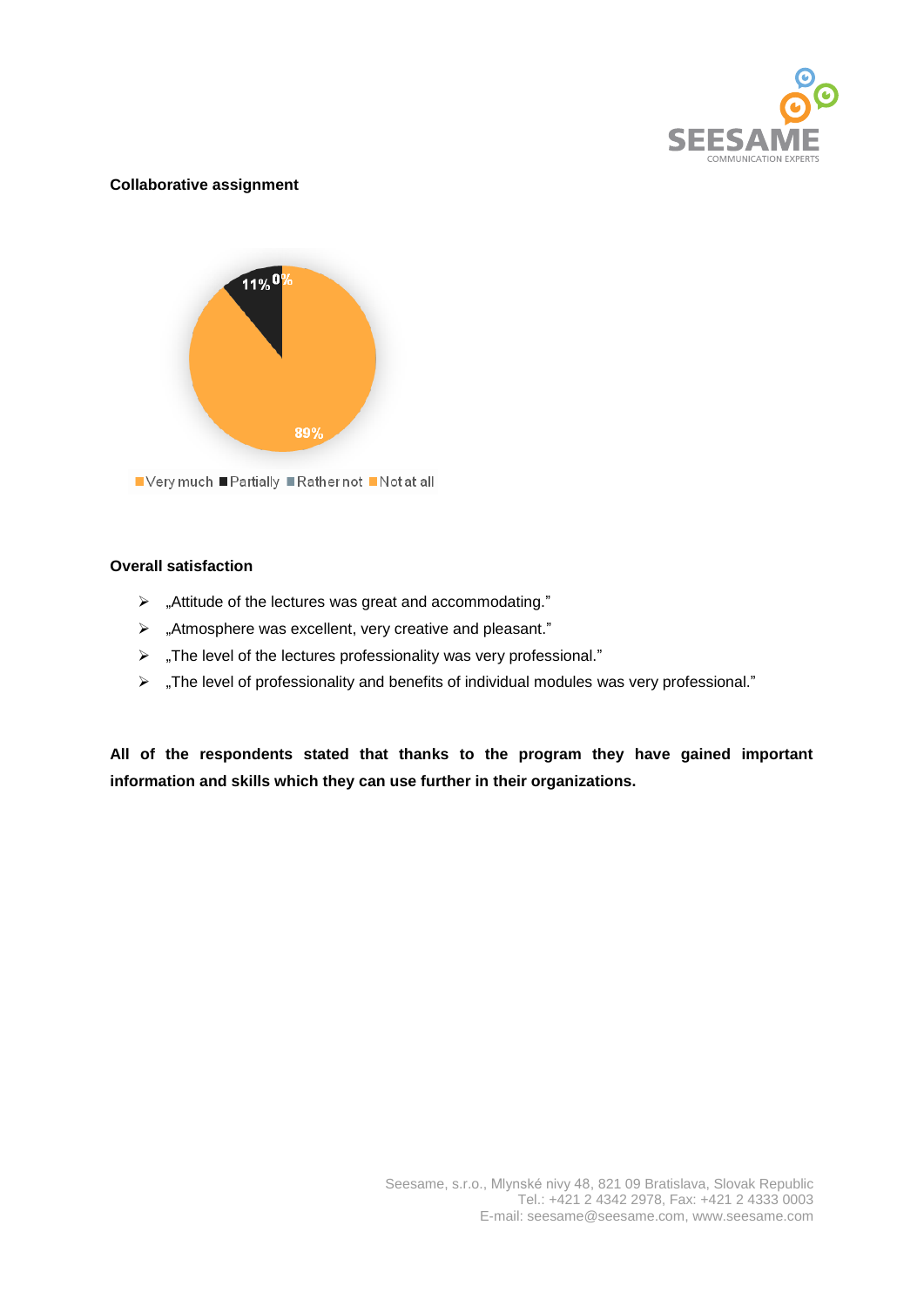**Collaborative assignment**

11% 0%

89%

Very much Partially Rather not Not at all

**Overall satisfaction**

- „Attitude of the lectures was great and accommodating."
- „Atmosphere was excellent, very creative and pleasant."
- „The level of the lectures professionality was very professional."
- „The level of professionality and benefits of individual modules was very professional."

**All of the respondents stated that thanks to the program they have gained important information and skills which they can use further in their organizations.**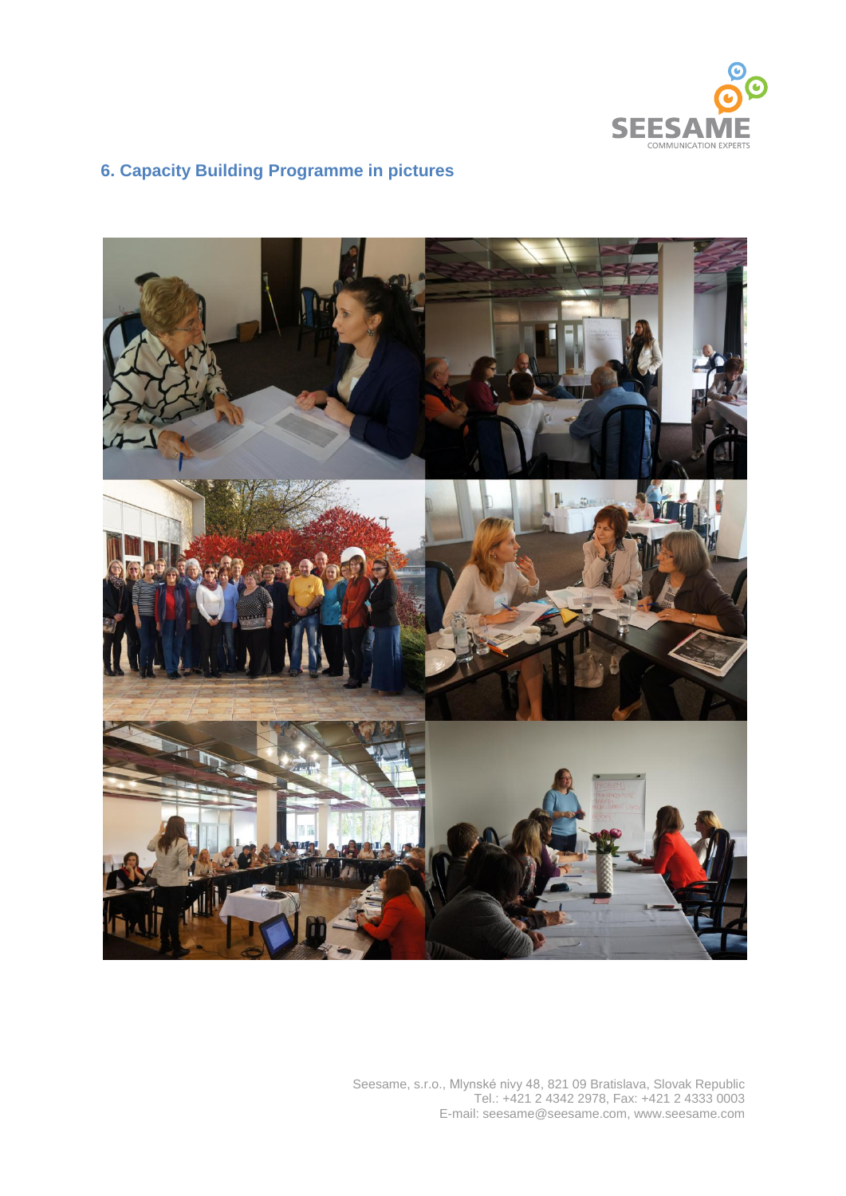## 6. Capacity Building Programme in pictures